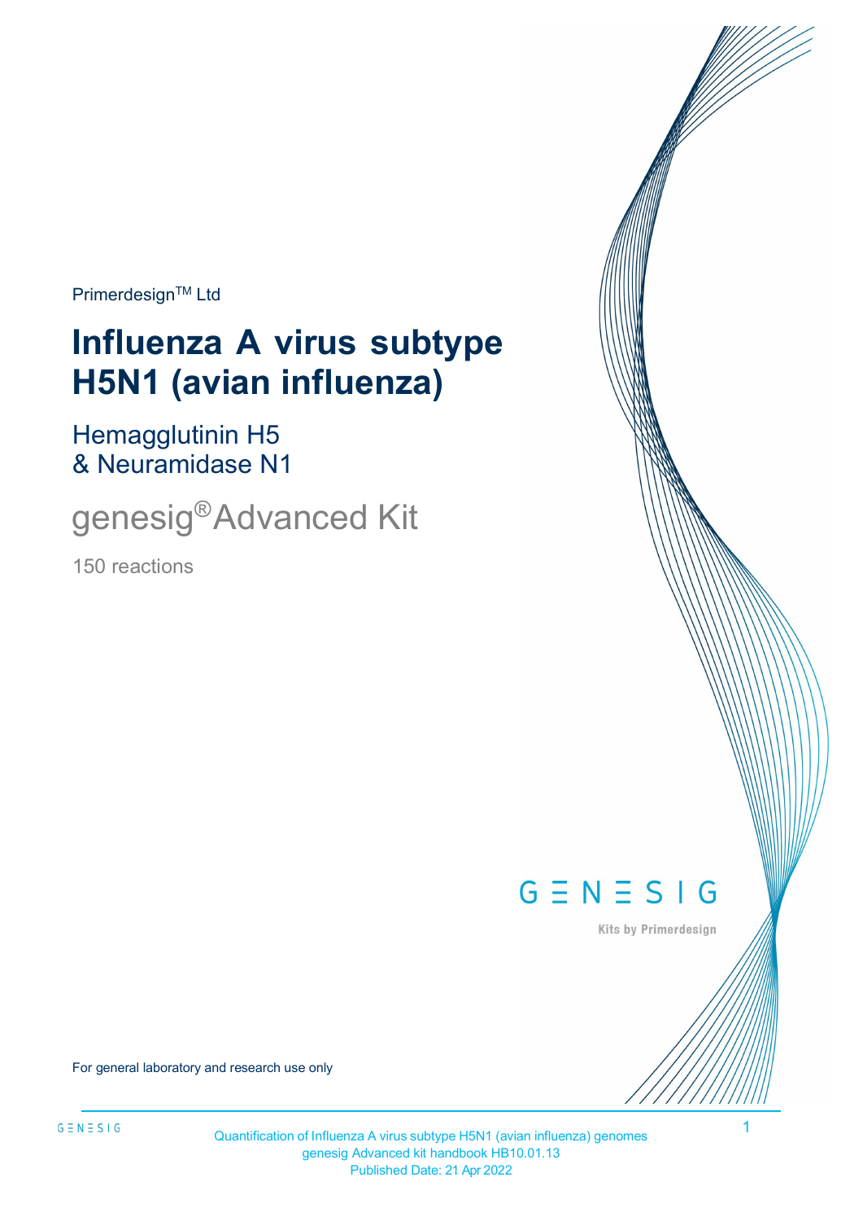Primerdesign™ Ltd

# Influenza A virus subtype H5N1 (avian influenza)

## Hemagglutinin H5 & Neuramidase N1

## genesig® Advanced Kit

150 reactions

GENESIG

Kits by Primerdesign

For general laboratory and research use only

Quantification of Influenza A virus subtype H5N1 (avian influenza) genomes
genesig Advanced kit handbook HB10.01.13
Published Date: 21 Apr 2022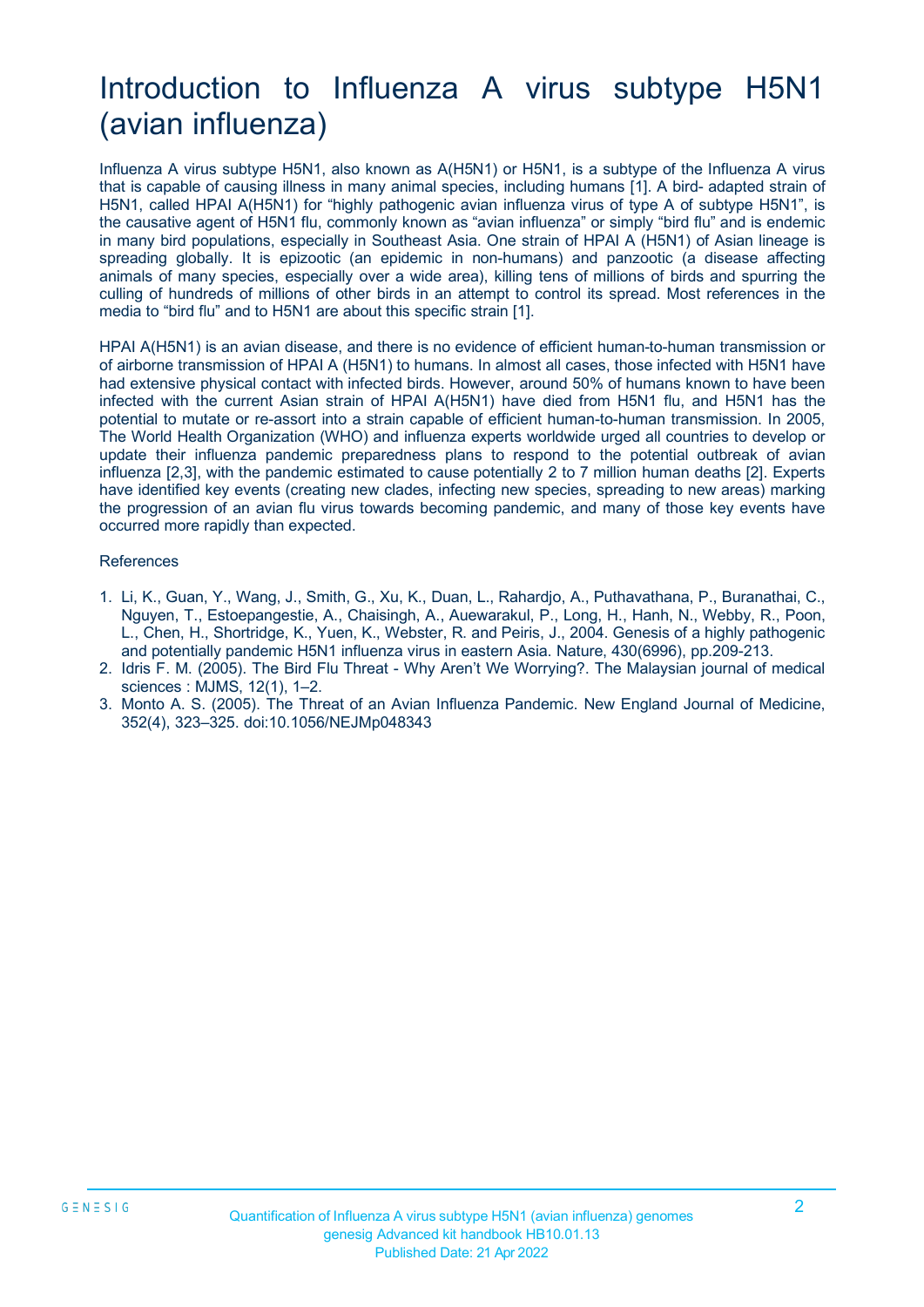# Introduction to Influenza A virus subtype H5N1 (avian influenza)

Influenza A virus subtype H5N1, also known as A(H5N1) or H5N1, is a subtype of the Influenza A virus that is capable of causing illness in many animal species, including humans [1]. A bird- adapted strain of H5N1, called HPAI A(H5N1) for "highly pathogenic avian influenza virus of type A of subtype H5N1", is the causative agent of H5N1 flu, commonly known as "avian influenza" or simply "bird flu" and is endemic in many bird populations, especially in Southeast Asia. One strain of HPAI A (H5N1) of Asian lineage is spreading globally. It is epizootic (an epidemic in non-humans) and panzootic (a disease affecting animals of many species, especially over a wide area), killing tens of millions of birds and spurring the culling of hundreds of millions of other birds in an attempt to control its spread. Most references in the media to "bird flu" and to H5N1 are about this specific strain [1].

HPAI A(H5N1) is an avian disease, and there is no evidence of efficient human-to-human transmission or of airborne transmission of HPAI A (H5N1) to humans. In almost all cases, those infected with H5N1 have had extensive physical contact with infected birds. However, around 50% of humans known to have been infected with the current Asian strain of HPAI A(H5N1) have died from H5N1 flu, and H5N1 has the potential to mutate or re-assort into a strain capable of efficient human-to-human transmission. In 2005, The World Health Organization (WHO) and influenza experts worldwide urged all countries to develop or update their influenza pandemic preparedness plans to respond to the potential outbreak of avian influenza [2,3], with the pandemic estimated to cause potentially 2 to 7 million human deaths [2]. Experts have identified key events (creating new clades, infecting new species, spreading to new areas) marking the progression of an avian flu virus towards becoming pandemic, and many of those key events have occurred more rapidly than expected.

References

1. Li, K., Guan, Y., Wang, J., Smith, G., Xu, K., Duan, L., Rahardjo, A., Puthavathana, P., Buranathai, C., Nguyen, T., Estoepangestie, A., Chaisingh, A., Auewarakul, P., Long, H., Hanh, N., Webby, R., Poon, L., Chen, H., Shortridge, K., Yuen, K., Webster, R. and Peiris, J., 2004. Genesis of a highly pathogenic and potentially pandemic H5N1 influenza virus in eastern Asia. Nature, 430(6996), pp.209-213.
2. Idris F. M. (2005). The Bird Flu Threat - Why Aren't We Worrying?. The Malaysian journal of medical sciences : MJMS, 12(1), 1–2.
3. Monto A. S. (2005). The Threat of an Avian Influenza Pandemic. New England Journal of Medicine, 352(4), 323–325. doi:10.1056/NEJMp048343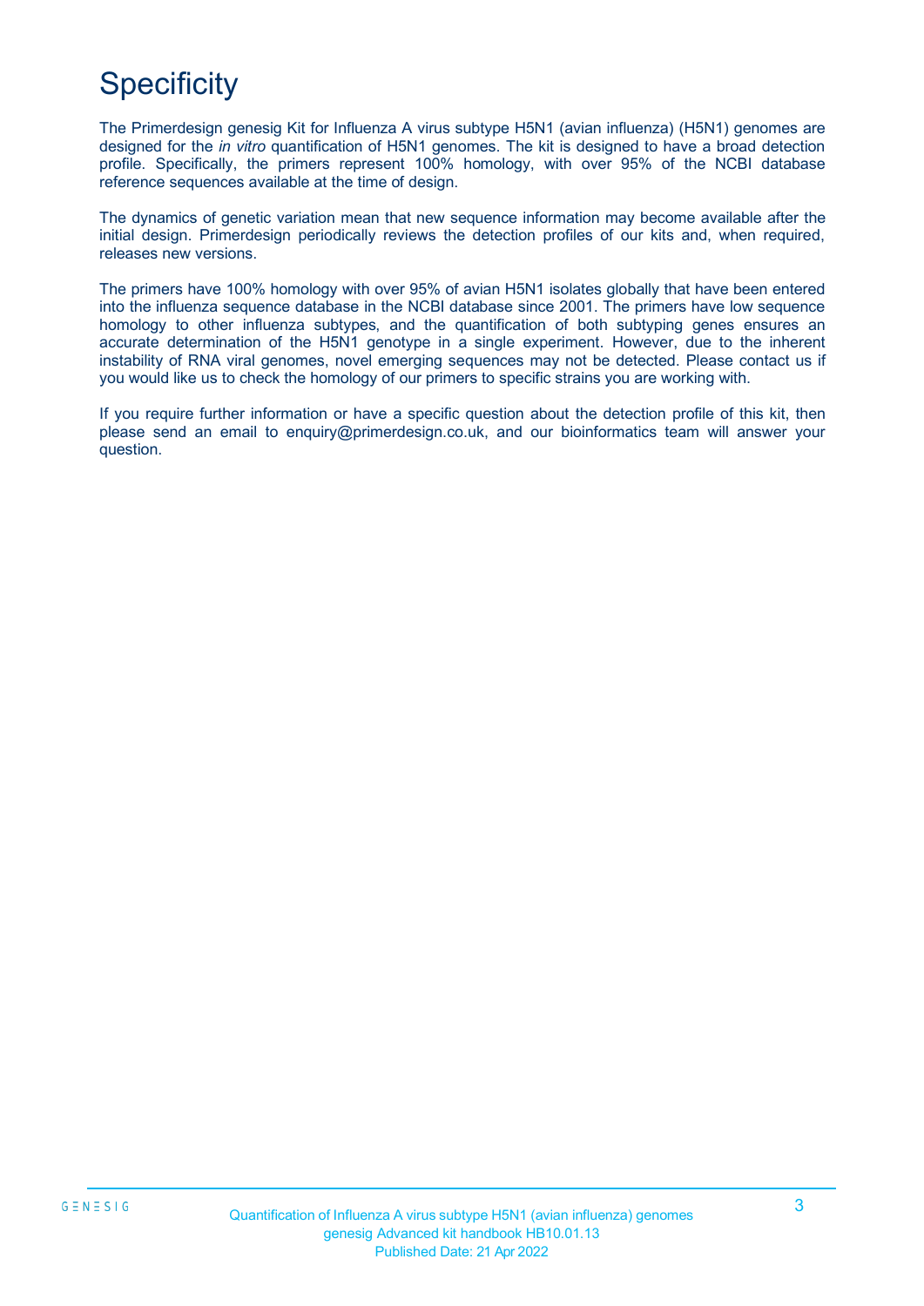# Specificity

The Primerdesign genesig Kit for Influenza A virus subtype H5N1 (avian influenza) (H5N1) genomes are designed for the *in vitro* quantification of H5N1 genomes. The kit is designed to have a broad detection profile. Specifically, the primers represent 100% homology, with over 95% of the NCBI database reference sequences available at the time of design.

The dynamics of genetic variation mean that new sequence information may become available after the initial design. Primerdesign periodically reviews the detection profiles of our kits and, when required, releases new versions.

The primers have 100% homology with over 95% of avian H5N1 isolates globally that have been entered into the influenza sequence database in the NCBI database since 2001. The primers have low sequence homology to other influenza subtypes, and the quantification of both subtyping genes ensures an accurate determination of the H5N1 genotype in a single experiment. However, due to the inherent instability of RNA viral genomes, novel emerging sequences may not be detected. Please contact us if you would like us to check the homology of our primers to specific strains you are working with.

If you require further information or have a specific question about the detection profile of this kit, then please send an email to enquiry@primerdesign.co.uk, and our bioinformatics team will answer your question.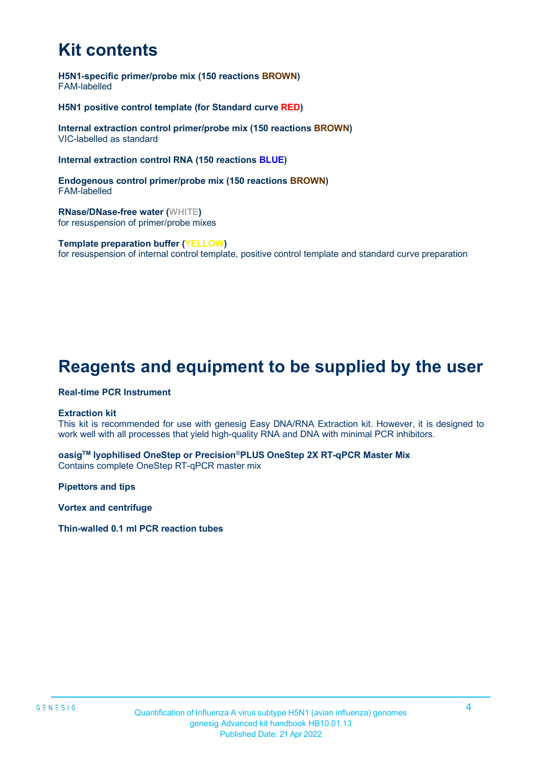# Kit contents

**H5N1-specific primer/probe mix (150 reactions BROWN)**
FAM-labelled

**H5N1 positive control template (for Standard curve RED)**

**Internal extraction control primer/probe mix (150 reactions BROWN)**
VIC-labelled as standard

**Internal extraction control RNA (150 reactions BLUE)**

**Endogenous control primer/probe mix (150 reactions BROWN)**
FAM-labelled

**RNase/DNase-free water (WHITE)**
for resuspension of primer/probe mixes

**Template preparation buffer (YELLOW)**
for resuspension of internal control template, positive control template and standard curve preparation

# Reagents and equipment to be supplied by the user

**Real-time PCR Instrument**

**Extraction kit**
This kit is recommended for use with genesig Easy DNA/RNA Extraction kit. However, it is designed to work well with all processes that yield high-quality RNA and DNA with minimal PCR inhibitors.

**oasig™ lyophilised OneStep or Precision®PLUS OneStep 2X RT-qPCR Master Mix**
Contains complete OneStep RT-qPCR master mix

**Pipettors and tips**

**Vortex and centrifuge**

**Thin-walled 0.1 ml PCR reaction tubes**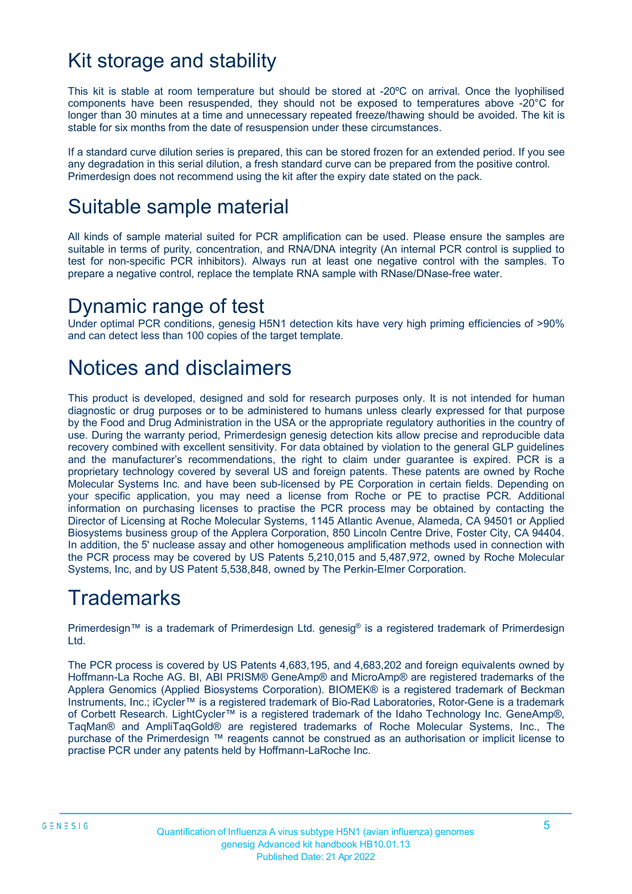# Kit storage and stability

This kit is stable at room temperature but should be stored at -20ºC on arrival. Once the lyophilised components have been resuspended, they should not be exposed to temperatures above -20°C for longer than 30 minutes at a time and unnecessary repeated freeze/thawing should be avoided. The kit is stable for six months from the date of resuspension under these circumstances.

If a standard curve dilution series is prepared, this can be stored frozen for an extended period. If you see any degradation in this serial dilution, a fresh standard curve can be prepared from the positive control. Primerdesign does not recommend using the kit after the expiry date stated on the pack.

# Suitable sample material

All kinds of sample material suited for PCR amplification can be used. Please ensure the samples are suitable in terms of purity, concentration, and RNA/DNA integrity (An internal PCR control is supplied to test for non-specific PCR inhibitors). Always run at least one negative control with the samples. To prepare a negative control, replace the template RNA sample with RNase/DNase-free water.

# Dynamic range of test

Under optimal PCR conditions, genesig H5N1 detection kits have very high priming efficiencies of >90% and can detect less than 100 copies of the target template.

# Notices and disclaimers

This product is developed, designed and sold for research purposes only. It is not intended for human diagnostic or drug purposes or to be administered to humans unless clearly expressed for that purpose by the Food and Drug Administration in the USA or the appropriate regulatory authorities in the country of use. During the warranty period, Primerdesign genesig detection kits allow precise and reproducible data recovery combined with excellent sensitivity. For data obtained by violation to the general GLP guidelines and the manufacturer's recommendations, the right to claim under guarantee is expired. PCR is a proprietary technology covered by several US and foreign patents. These patents are owned by Roche Molecular Systems Inc. and have been sub-licensed by PE Corporation in certain fields. Depending on your specific application, you may need a license from Roche or PE to practise PCR. Additional information on purchasing licenses to practise the PCR process may be obtained by contacting the Director of Licensing at Roche Molecular Systems, 1145 Atlantic Avenue, Alameda, CA 94501 or Applied Biosystems business group of the Applera Corporation, 850 Lincoln Centre Drive, Foster City, CA 94404. In addition, the 5' nuclease assay and other homogeneous amplification methods used in connection with the PCR process may be covered by US Patents 5,210,015 and 5,487,972, owned by Roche Molecular Systems, Inc, and by US Patent 5,538,848, owned by The Perkin-Elmer Corporation.

# Trademarks

Primerdesign™ is a trademark of Primerdesign Ltd. genesig® is a registered trademark of Primerdesign Ltd.

The PCR process is covered by US Patents 4,683,195, and 4,683,202 and foreign equivalents owned by Hoffmann-La Roche AG. BI, ABI PRISM® GeneAmp® and MicroAmp® are registered trademarks of the Applera Genomics (Applied Biosystems Corporation). BIOMEK® is a registered trademark of Beckman Instruments, Inc.; iCycler™ is a registered trademark of Bio-Rad Laboratories, Rotor-Gene is a trademark of Corbett Research. LightCycler™ is a registered trademark of the Idaho Technology Inc. GeneAmp®, TaqMan® and AmpliTaqGold® are registered trademarks of Roche Molecular Systems, Inc., The purchase of the Primerdesign ™ reagents cannot be construed as an authorisation or implicit license to practise PCR under any patents held by Hoffmann-LaRoche Inc.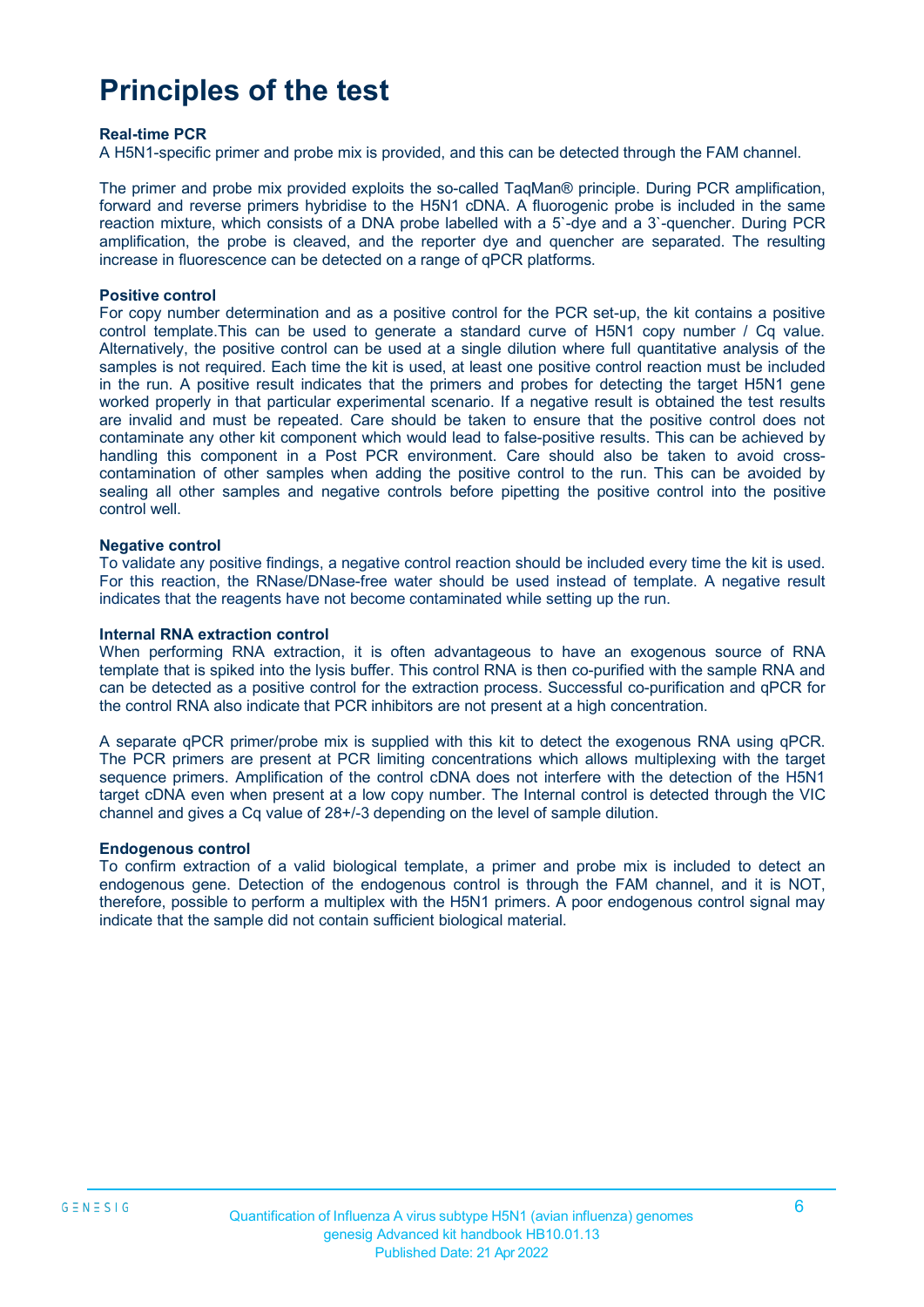# Principles of the test

**Real-time PCR**

A H5N1-specific primer and probe mix is provided, and this can be detected through the FAM channel.

The primer and probe mix provided exploits the so-called TaqMan® principle. During PCR amplification, forward and reverse primers hybridise to the H5N1 cDNA. A fluorogenic probe is included in the same reaction mixture, which consists of a DNA probe labelled with a 5`-dye and a 3`-quencher. During PCR amplification, the probe is cleaved, and the reporter dye and quencher are separated. The resulting increase in fluorescence can be detected on a range of qPCR platforms.

**Positive control**

For copy number determination and as a positive control for the PCR set-up, the kit contains a positive control template.This can be used to generate a standard curve of H5N1 copy number / Cq value. Alternatively, the positive control can be used at a single dilution where full quantitative analysis of the samples is not required. Each time the kit is used, at least one positive control reaction must be included in the run. A positive result indicates that the primers and probes for detecting the target H5N1 gene worked properly in that particular experimental scenario. If a negative result is obtained the test results are invalid and must be repeated. Care should be taken to ensure that the positive control does not contaminate any other kit component which would lead to false-positive results. This can be achieved by handling this component in a Post PCR environment. Care should also be taken to avoid cross-contamination of other samples when adding the positive control to the run. This can be avoided by sealing all other samples and negative controls before pipetting the positive control into the positive control well.

**Negative control**

To validate any positive findings, a negative control reaction should be included every time the kit is used. For this reaction, the RNase/DNase-free water should be used instead of template. A negative result indicates that the reagents have not become contaminated while setting up the run.

**Internal RNA extraction control**

When performing RNA extraction, it is often advantageous to have an exogenous source of RNA template that is spiked into the lysis buffer. This control RNA is then co-purified with the sample RNA and can be detected as a positive control for the extraction process. Successful co-purification and qPCR for the control RNA also indicate that PCR inhibitors are not present at a high concentration.

A separate qPCR primer/probe mix is supplied with this kit to detect the exogenous RNA using qPCR. The PCR primers are present at PCR limiting concentrations which allows multiplexing with the target sequence primers. Amplification of the control cDNA does not interfere with the detection of the H5N1 target cDNA even when present at a low copy number. The Internal control is detected through the VIC channel and gives a Cq value of 28+/-3 depending on the level of sample dilution.

**Endogenous control**

To confirm extraction of a valid biological template, a primer and probe mix is included to detect an endogenous gene. Detection of the endogenous control is through the FAM channel, and it is NOT, therefore, possible to perform a multiplex with the H5N1 primers. A poor endogenous control signal may indicate that the sample did not contain sufficient biological material.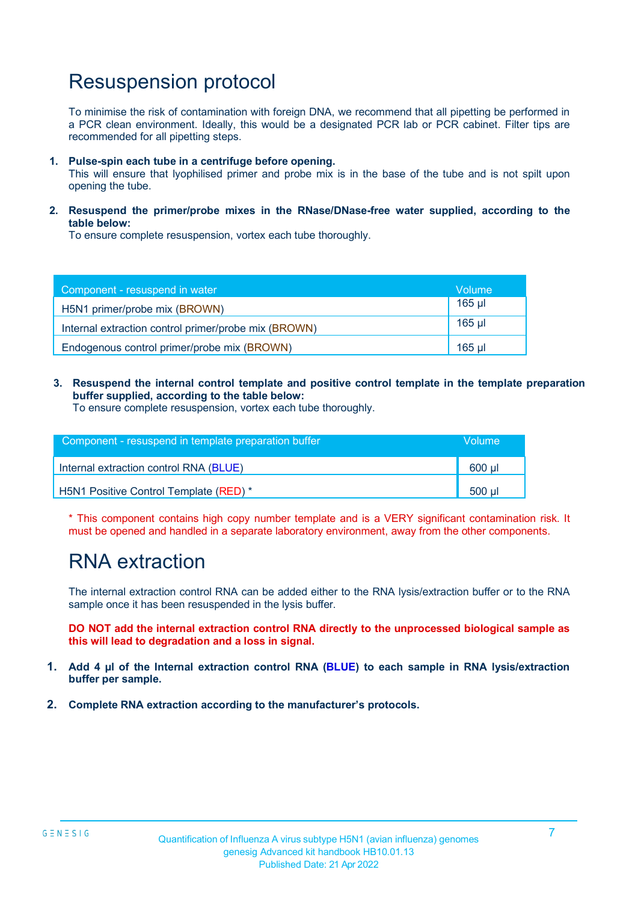# Resuspension protocol

To minimise the risk of contamination with foreign DNA, we recommend that all pipetting be performed in a PCR clean environment. Ideally, this would be a designated PCR lab or PCR cabinet. Filter tips are recommended for all pipetting steps.

1. **Pulse-spin each tube in a centrifuge before opening.**
   This will ensure that lyophilised primer and probe mix is in the base of the tube and is not spilt upon opening the tube.

2. **Resuspend the primer/probe mixes in the RNase/DNase-free water supplied, according to the table below:**
   To ensure complete resuspension, vortex each tube thoroughly.

| Component - resuspend in water | Volume |
|---|---|
| H5N1 primer/probe mix (BROWN) | 165 µl |
| Internal extraction control primer/probe mix (BROWN) | 165 µl |
| Endogenous control primer/probe mix (BROWN) | 165 µl |

3. **Resuspend the internal control template and positive control template in the template preparation buffer supplied, according to the table below:**
   To ensure complete resuspension, vortex each tube thoroughly.

| Component - resuspend in template preparation buffer | Volume |
|---|---|
| Internal extraction control RNA (BLUE) | 600 µl |
| H5N1 Positive Control Template (RED) * | 500 µl |

* This component contains high copy number template and is a VERY significant contamination risk. It must be opened and handled in a separate laboratory environment, away from the other components.

# RNA extraction

The internal extraction control RNA can be added either to the RNA lysis/extraction buffer or to the RNA sample once it has been resuspended in the lysis buffer.

**DO NOT add the internal extraction control RNA directly to the unprocessed biological sample as this will lead to degradation and a loss in signal.**

1. **Add 4 µl of the Internal extraction control RNA (BLUE) to each sample in RNA lysis/extraction buffer per sample.**

2. **Complete RNA extraction according to the manufacturer's protocols.**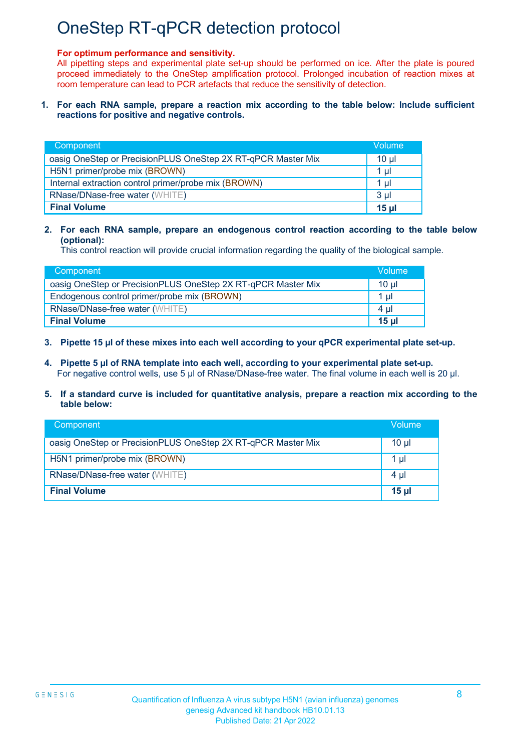# OneStep RT-qPCR detection protocol

**For optimum performance and sensitivity.**
All pipetting steps and experimental plate set-up should be performed on ice. After the plate is poured proceed immediately to the OneStep amplification protocol. Prolonged incubation of reaction mixes at room temperature can lead to PCR artefacts that reduce the sensitivity of detection.

1. **For each RNA sample, prepare a reaction mix according to the table below: Include sufficient reactions for positive and negative controls.**

| Component | Volume |
|---|---|
| oasig OneStep or PrecisionPLUS OneStep 2X RT-qPCR Master Mix | 10 µl |
| H5N1 primer/probe mix (BROWN) | 1 µl |
| Internal extraction control primer/probe mix (BROWN) | 1 µl |
| RNase/DNase-free water (WHITE) | 3 µl |
| **Final Volume** | **15 µl** |

2. **For each RNA sample, prepare an endogenous control reaction according to the table below (optional):**
   This control reaction will provide crucial information regarding the quality of the biological sample.

| Component | Volume |
|---|---|
| oasig OneStep or PrecisionPLUS OneStep 2X RT-qPCR Master Mix | 10 µl |
| Endogenous control primer/probe mix (BROWN) | 1 µl |
| RNase/DNase-free water (WHITE) | 4 µl |
| **Final Volume** | **15 µl** |

3. **Pipette 15 µl of these mixes into each well according to your qPCR experimental plate set-up.**

4. **Pipette 5 µl of RNA template into each well, according to your experimental plate set-up.**
   For negative control wells, use 5 µl of RNase/DNase-free water. The final volume in each well is 20 µl.

5. **If a standard curve is included for quantitative analysis, prepare a reaction mix according to the table below:**

| Component | Volume |
|---|---|
| oasig OneStep or PrecisionPLUS OneStep 2X RT-qPCR Master Mix | 10 µl |
| H5N1 primer/probe mix (BROWN) | 1 µl |
| RNase/DNase-free water (WHITE) | 4 µl |
| **Final Volume** | **15 µl** |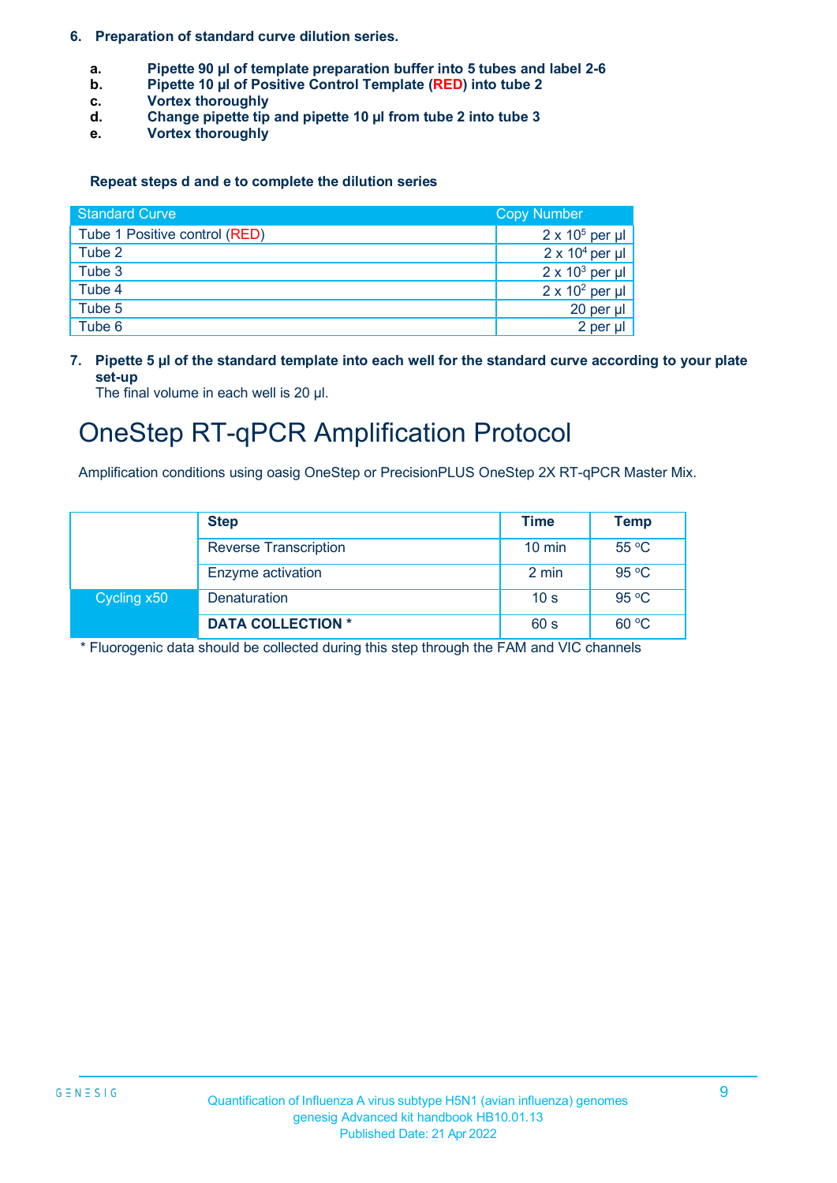**6. Preparation of standard curve dilution series.**

- **a. Pipette 90 µl of template preparation buffer into 5 tubes and label 2-6**
- **b. Pipette 10 µl of Positive Control Template (RED) into tube 2**
- **c. Vortex thoroughly**
- **d. Change pipette tip and pipette 10 µl from tube 2 into tube 3**
- **e. Vortex thoroughly**

**Repeat steps d and e to complete the dilution series**

| Standard Curve | Copy Number |
|---|---|
| Tube 1 Positive control (RED) | $2 \times 10^5$ per µl |
| Tube 2 | $2 \times 10^4$ per µl |
| Tube 3 | $2 \times 10^3$ per µl |
| Tube 4 | $2 \times 10^2$ per µl |
| Tube 5 | 20 per µl |
| Tube 6 | 2 per µl |

**7. Pipette 5 µl of the standard template into each well for the standard curve according to your plate set-up**

The final volume in each well is 20 µl.

# OneStep RT-qPCR Amplification Protocol

Amplification conditions using oasig OneStep or PrecisionPLUS OneStep 2X RT-qPCR Master Mix.

| | Step | Time | Temp |
|---|---|---|---|
| | Reverse Transcription | 10 min | 55 °C |
| | Enzyme activation | 2 min | 95 °C |
| Cycling x50 | Denaturation | 10 s | 95 °C |
| | **DATA COLLECTION *** | 60 s | 60 °C |

* Fluorogenic data should be collected during this step through the FAM and VIC channels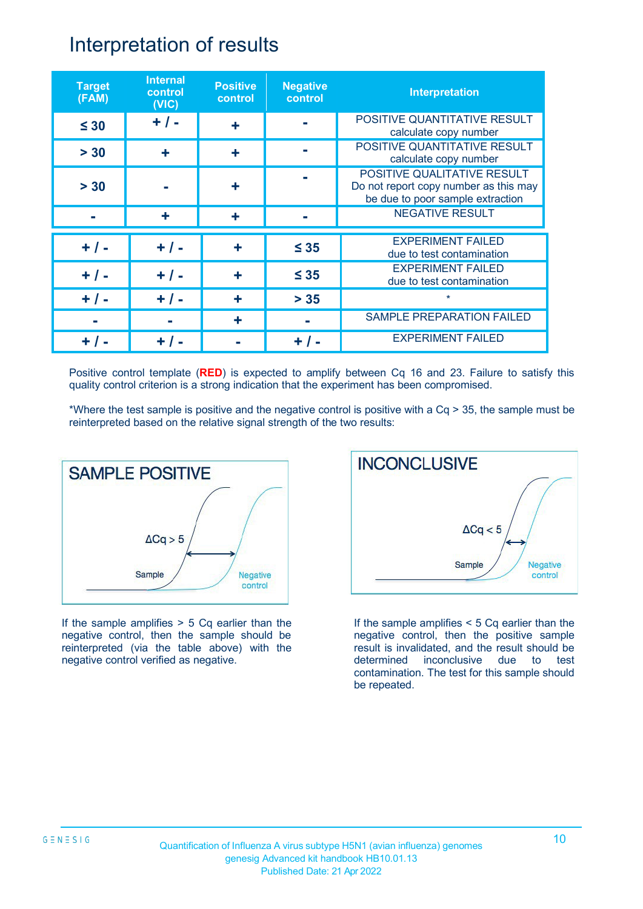# Interpretation of results

| Target (FAM) | Internal control (VIC) | Positive control | Negative control | Interpretation |
|---|---|---|---|---|
| ≤ 30 | + / - | + | - | POSITIVE QUANTITATIVE RESULT calculate copy number |
| > 30 | + | + | - | POSITIVE QUANTITATIVE RESULT calculate copy number |
| > 30 | - | + | - | POSITIVE QUALITATIVE RESULT Do not report copy number as this may be due to poor sample extraction |
| - | + | + | - | NEGATIVE RESULT |
| + / - | + / - | + | ≤ 35 | EXPERIMENT FAILED due to test contamination |
| + / - | + / - | + | ≤ 35 | EXPERIMENT FAILED due to test contamination |
| + / - | + / - | + | > 35 | * |
| - | - | + | - | SAMPLE PREPARATION FAILED |
| + / - | + / - | - | + / - | EXPERIMENT FAILED |

Positive control template (**RED**) is expected to amplify between Cq 16 and 23. Failure to satisfy this quality control criterion is a strong indication that the experiment has been compromised.

*Where the test sample is positive and the negative control is positive with a Cq > 35, the sample must be reinterpreted based on the relative signal strength of the two results:

**SAMPLE POSITIVE**

$\Delta Cq > 5$

Sample

Negative control

If the sample amplifies > 5 Cq earlier than the negative control, then the sample should be reinterpreted (via the table above) with the negative control verified as negative.

**INCONCLUSIVE**

$\Delta Cq < 5$

Sample

Negative control

If the sample amplifies < 5 Cq earlier than the negative control, then the positive sample result is invalidated, and the result should be determined inconclusive due to test contamination. The test for this sample should be repeated.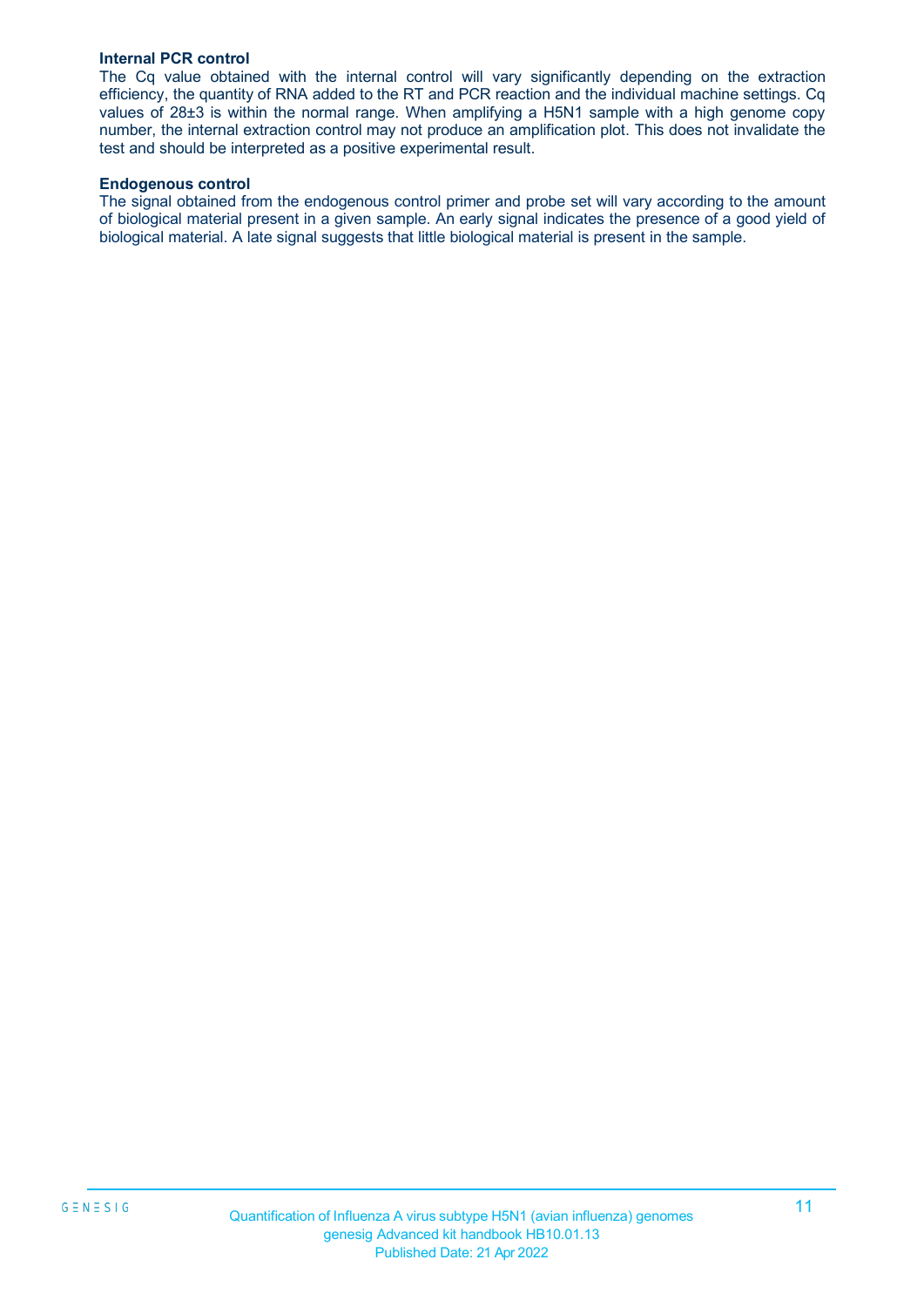**Internal PCR control**

The Cq value obtained with the internal control will vary significantly depending on the extraction efficiency, the quantity of RNA added to the RT and PCR reaction and the individual machine settings. Cq values of 28±3 is within the normal range. When amplifying a H5N1 sample with a high genome copy number, the internal extraction control may not produce an amplification plot. This does not invalidate the test and should be interpreted as a positive experimental result.

**Endogenous control**

The signal obtained from the endogenous control primer and probe set will vary according to the amount of biological material present in a given sample. An early signal indicates the presence of a good yield of biological material. A late signal suggests that little biological material is present in the sample.